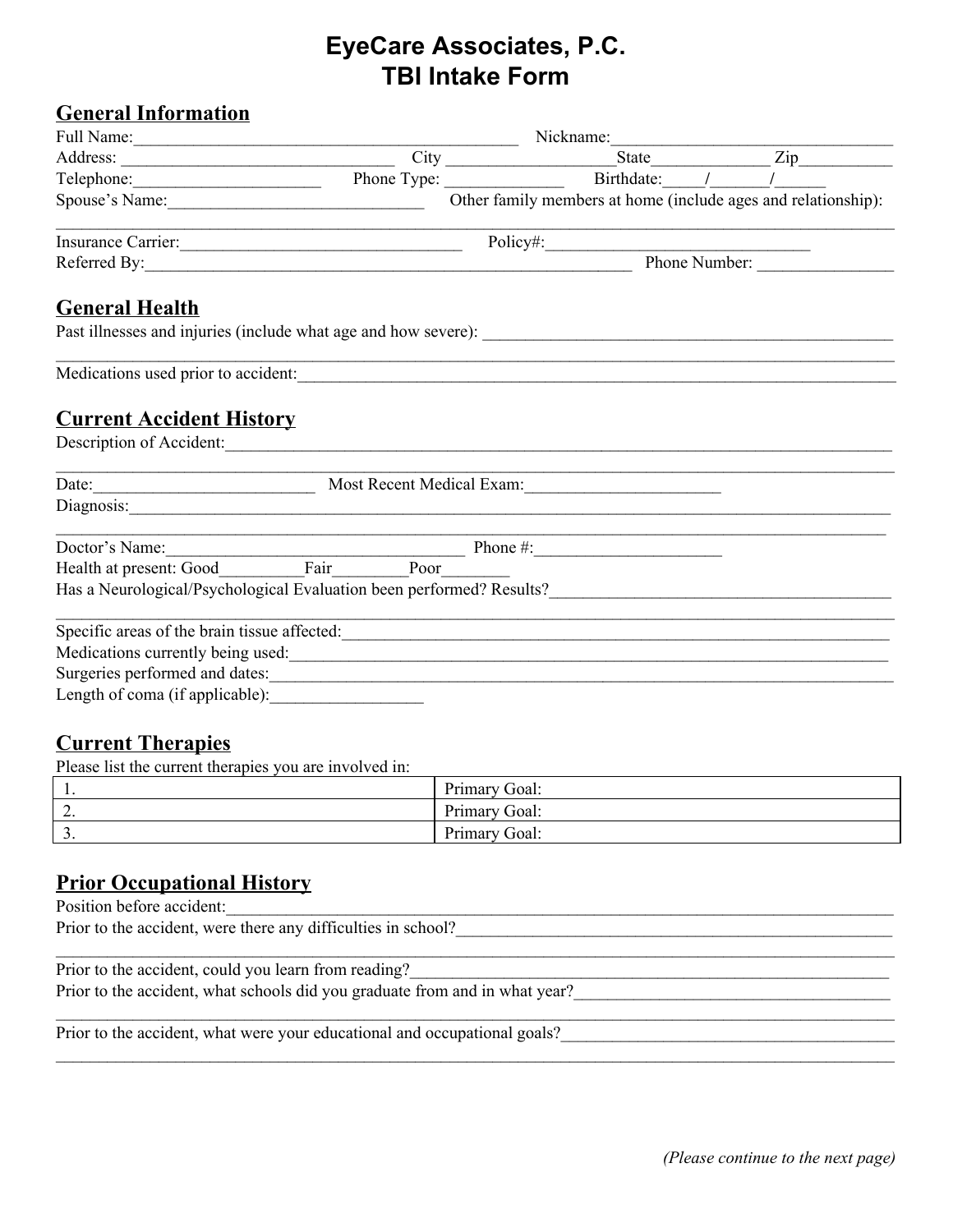# EyeCare Associates, P.C.
# TBI Intake Form

## General Information

Full Name:_____________________________________________ Nickname:_________________________________

Address: _________________________________ City ___________________State_____________ Zip__________

Telephone:______________________ Phone Type: _____________ Birthdate:____/______/______

Spouse's Name:_____________________________ Other family members at home (include ages and relationship):

_____________________________________________________________________________________________

Insurance Carrier:_________________________________ Policy#:______________________________

Referred By:___________________________________________________________ Phone Number: _______________

## General Health

Past illnesses and injuries (include what age and how severe): _______________________________________________

_____________________________________________________________________________________________

Medications used prior to accident:____________________________________________________________________

## Current Accident History

Description of Accident:_______________________________________________________________________________

_____________________________________________________________________________________________

Date:__________________________ Most Recent Medical Exam:______________________

Diagnosis:_____________________________________________________________________________________________

_____________________________________________________________________________________________

Doctor's Name:___________________________________ Phone #:_____________________

Health at present: Good_________Fair________Poor_______

Has a Neurological/Psychological Evaluation been performed? Results?_______________________________________

_____________________________________________________________________________________________

Specific areas of the brain tissue affected:_________________________________________________________________

Medications currently being used:_____________________________________________________________________

Surgeries performed and dates:_______________________________________________________________________

Length of coma (if applicable):_________________

## Current Therapies

Please list the current therapies you are involved in:

| | |
|---|---|
| 1. | Primary Goal: |
| 2. | Primary Goal: |
| 3. | Primary Goal: |

## Prior Occupational History

Position before accident:_______________________________________________________________________________

Prior to the accident, were there any difficulties in school?__________________________________________________

_____________________________________________________________________________________________

Prior to the accident, could you learn from reading?________________________________________________________

Prior to the accident, what schools did you graduate from and in what year?____________________________________

_____________________________________________________________________________________________

Prior to the accident, what were your educational and occupational goals?______________________________________

_____________________________________________________________________________________________

*(Please continue to the next page)*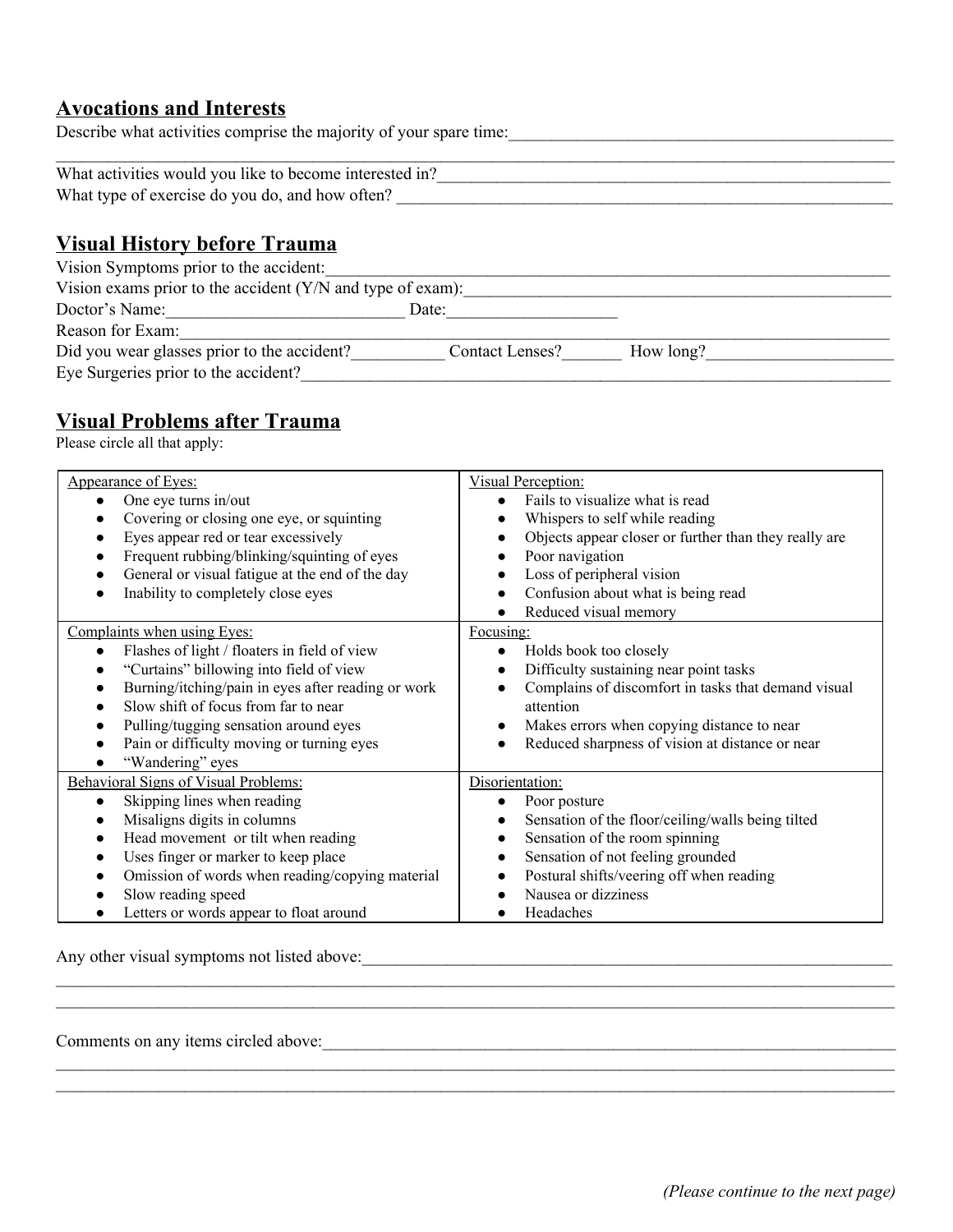## Avocations and Interests

Describe what activities comprise the majority of your spare time:_____________________________________________

_____________________________________________________________________________________________

What activities would you like to become interested in?_____________________________________________________

What type of exercise do you do, and how often? ________________________________________________________

## Visual History before Trauma

Vision Symptoms prior to the accident:_____________________________________________________________________

Vision exams prior to the accident (Y/N and type of exam):_________________________________________________

Doctor's Name:___________________________ Date:___________________

Reason for Exam:________________________________________________________________________________

Did you wear glasses prior to the accident?__________ Contact Lenses?_______ How long?_____________________

Eye Surgeries prior to the accident?_______________________________________________________________________

## Visual Problems after Trauma

Please circle all that apply:

| Appearance of Eyes: | Visual Perception: |
|---|---|
| • One eye turns in/out<br>• Covering or closing one eye, or squinting<br>• Eyes appear red or tear excessively<br>• Frequent rubbing/blinking/squinting of eyes<br>• General or visual fatigue at the end of the day<br>• Inability to completely close eyes | • Fails to visualize what is read<br>• Whispers to self while reading<br>• Objects appear closer or further than they really are<br>• Poor navigation<br>• Loss of peripheral vision<br>• Confusion about what is being read<br>• Reduced visual memory |
| **Complaints when using Eyes:** | **Focusing:** |
| • Flashes of light / floaters in field of view<br>• "Curtains" billowing into field of view<br>• Burning/itching/pain in eyes after reading or work<br>• Slow shift of focus from far to near<br>• Pulling/tugging sensation around eyes<br>• Pain or difficulty moving or turning eyes<br>• "Wandering" eyes | • Holds book too closely<br>• Difficulty sustaining near point tasks<br>• Complains of discomfort in tasks that demand visual attention<br>• Makes errors when copying distance to near<br>• Reduced sharpness of vision at distance or near |
| **Behavioral Signs of Visual Problems:** | **Disorientation:** |
| • Skipping lines when reading<br>• Misaligns digits in columns<br>• Head movement or tilt when reading<br>• Uses finger or marker to keep place<br>• Omission of words when reading/copying material<br>• Slow reading speed<br>• Letters or words appear to float around | • Poor posture<br>• Sensation of the floor/ceiling/walls being tilted<br>• Sensation of the room spinning<br>• Sensation of not feeling grounded<br>• Postural shifts/veering off when reading<br>• Nausea or dizziness<br>• Headaches |

Any other visual symptoms not listed above:_____________________________________________________________

_____________________________________________________________________________________________

_____________________________________________________________________________________________

Comments on any items circled above:__________________________________________________________________

_____________________________________________________________________________________________

_____________________________________________________________________________________________

*(Please continue to the next page)*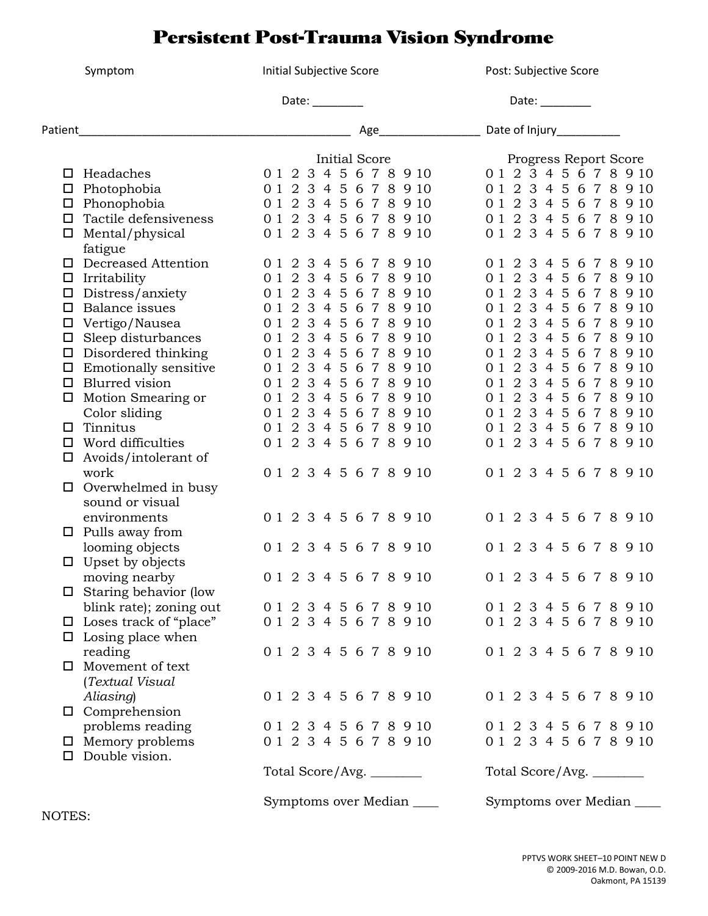# Persistent Post-Trauma Vision Syndrome

| Symptom | Initial Subjective Score | Post: Subjective Score |
|---|---|---|
| | Date: ________ | Date: ________ |

Patient_____________________________________________ Age________________ Date of Injury__________

| Symptom | Initial Score | Progress Report Score |
|---|---|---|
| ☐ Headaches | 0 1 2 3 4 5 6 7 8 9 10 | 0 1 2 3 4 5 6 7 8 9 10 |
| ☐ Photophobia | 0 1 2 3 4 5 6 7 8 9 10 | 0 1 2 3 4 5 6 7 8 9 10 |
| ☐ Phonophobia | 0 1 2 3 4 5 6 7 8 9 10 | 0 1 2 3 4 5 6 7 8 9 10 |
| ☐ Tactile defensiveness | 0 1 2 3 4 5 6 7 8 9 10 | 0 1 2 3 4 5 6 7 8 9 10 |
| ☐ Mental/physical fatigue | 0 1 2 3 4 5 6 7 8 9 10 | 0 1 2 3 4 5 6 7 8 9 10 |
| ☐ Decreased Attention | 0 1 2 3 4 5 6 7 8 9 10 | 0 1 2 3 4 5 6 7 8 9 10 |
| ☐ Irritability | 0 1 2 3 4 5 6 7 8 9 10 | 0 1 2 3 4 5 6 7 8 9 10 |
| ☐ Distress/anxiety | 0 1 2 3 4 5 6 7 8 9 10 | 0 1 2 3 4 5 6 7 8 9 10 |
| ☐ Balance issues | 0 1 2 3 4 5 6 7 8 9 10 | 0 1 2 3 4 5 6 7 8 9 10 |
| ☐ Vertigo/Nausea | 0 1 2 3 4 5 6 7 8 9 10 | 0 1 2 3 4 5 6 7 8 9 10 |
| ☐ Sleep disturbances | 0 1 2 3 4 5 6 7 8 9 10 | 0 1 2 3 4 5 6 7 8 9 10 |
| ☐ Disordered thinking | 0 1 2 3 4 5 6 7 8 9 10 | 0 1 2 3 4 5 6 7 8 9 10 |
| ☐ Emotionally sensitive | 0 1 2 3 4 5 6 7 8 9 10 | 0 1 2 3 4 5 6 7 8 9 10 |
| ☐ Blurred vision | 0 1 2 3 4 5 6 7 8 9 10 | 0 1 2 3 4 5 6 7 8 9 10 |
| ☐ Motion Smearing or | 0 1 2 3 4 5 6 7 8 9 10 | 0 1 2 3 4 5 6 7 8 9 10 |
| Color sliding | 0 1 2 3 4 5 6 7 8 9 10 | 0 1 2 3 4 5 6 7 8 9 10 |
| ☐ Tinnitus | 0 1 2 3 4 5 6 7 8 9 10 | 0 1 2 3 4 5 6 7 8 9 10 |
| ☐ Word difficulties | 0 1 2 3 4 5 6 7 8 9 10 | 0 1 2 3 4 5 6 7 8 9 10 |
| ☐ Avoids/intolerant of work | 0 1 2 3 4 5 6 7 8 9 10 | 0 1 2 3 4 5 6 7 8 9 10 |
| ☐ Overwhelmed in busy sound or visual environments | 0 1 2 3 4 5 6 7 8 9 10 | 0 1 2 3 4 5 6 7 8 9 10 |
| ☐ Pulls away from looming objects | 0 1 2 3 4 5 6 7 8 9 10 | 0 1 2 3 4 5 6 7 8 9 10 |
| ☐ Upset by objects moving nearby | 0 1 2 3 4 5 6 7 8 9 10 | 0 1 2 3 4 5 6 7 8 9 10 |
| ☐ Staring behavior (low blink rate); zoning out | 0 1 2 3 4 5 6 7 8 9 10 | 0 1 2 3 4 5 6 7 8 9 10 |
| ☐ Loses track of "place" | 0 1 2 3 4 5 6 7 8 9 10 | 0 1 2 3 4 5 6 7 8 9 10 |
| ☐ Losing place when reading | 0 1 2 3 4 5 6 7 8 9 10 | 0 1 2 3 4 5 6 7 8 9 10 |
| ☐ Movement of text (*Textual Visual Aliasing*) | 0 1 2 3 4 5 6 7 8 9 10 | 0 1 2 3 4 5 6 7 8 9 10 |
| ☐ Comprehension problems reading | 0 1 2 3 4 5 6 7 8 9 10 | 0 1 2 3 4 5 6 7 8 9 10 |
| ☐ Memory problems | 0 1 2 3 4 5 6 7 8 9 10 | 0 1 2 3 4 5 6 7 8 9 10 |
| ☐ Double vision. | | |
| | Total Score/Avg. ________ | Total Score/Avg. ________ |
| | Symptoms over Median ____ | Symptoms over Median ____ |

NOTES:

PPTVS WORK SHEET–10 POINT NEW D
© 2009-2016 M.D. Bowan, O.D.
Oakmont, PA 15139